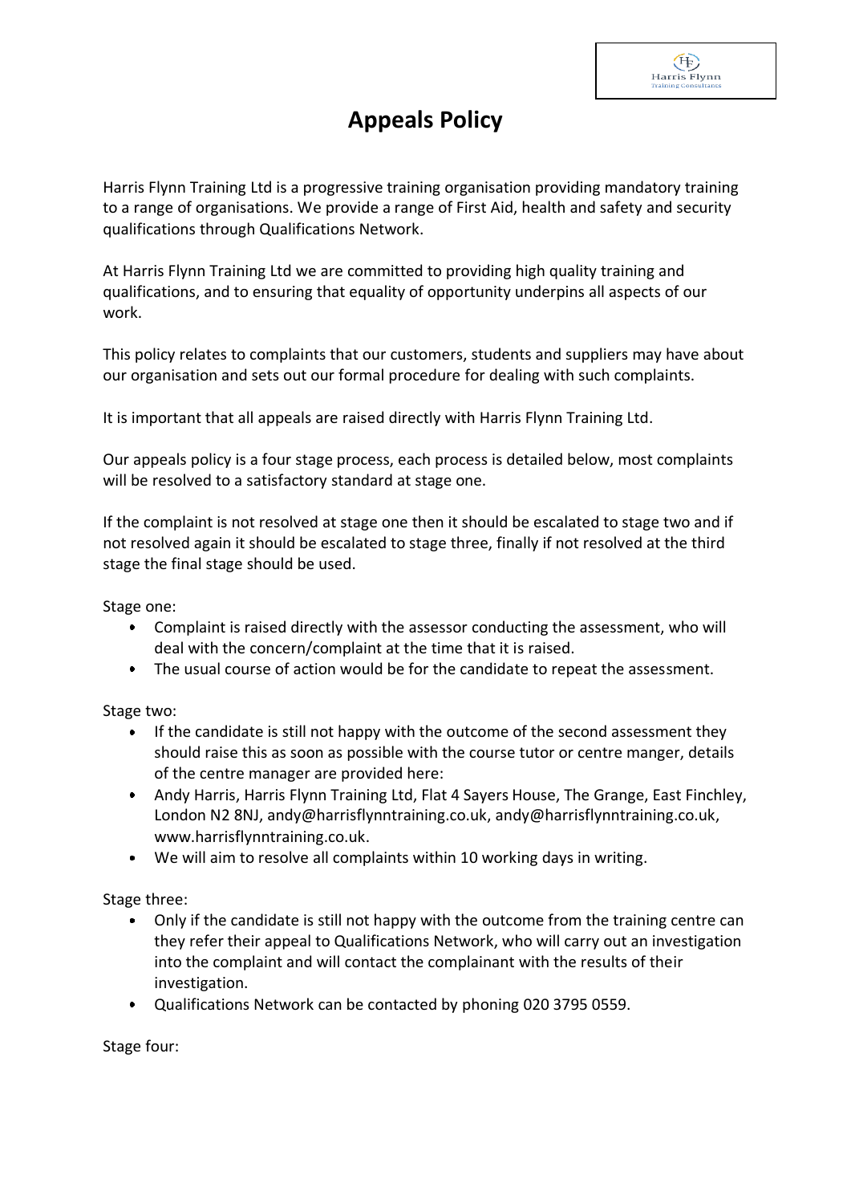# Appeals Policy

Harris Flynn Training Ltd is a progressive training organisation providing mandatory training to a range of organisations. We provide a range of First Aid, health and safety and security qualifications through Qualifications Network.

At Harris Flynn Training Ltd we are committed to providing high quality training and qualifications, and to ensuring that equality of opportunity underpins all aspects of our work.

This policy relates to complaints that our customers, students and suppliers may have about our organisation and sets out our formal procedure for dealing with such complaints.

It is important that all appeals are raised directly with Harris Flynn Training Ltd.

Our appeals policy is a four stage process, each process is detailed below, most complaints will be resolved to a satisfactory standard at stage one.

If the complaint is not resolved at stage one then it should be escalated to stage two and if not resolved again it should be escalated to stage three, finally if not resolved at the third stage the final stage should be used.

Stage one:

- Complaint is raised directly with the assessor conducting the assessment, who will deal with the concern/complaint at the time that it is raised.
- The usual course of action would be for the candidate to repeat the assessment.

Stage two:

- If the candidate is still not happy with the outcome of the second assessment they should raise this as soon as possible with the course tutor or centre manger, details of the centre manager are provided here:
- Andy Harris, Harris Flynn Training Ltd, Flat 4 Sayers House, The Grange, East Finchley, London N2 8NJ, andy@harrisflynntraining.co.uk, andy@harrisflynntraining.co.uk, www.harrisflynntraining.co.uk.
- We will aim to resolve all complaints within 10 working days in writing.

Stage three:

- Only if the candidate is still not happy with the outcome from the training centre can they refer their appeal to Qualifications Network, who will carry out an investigation into the complaint and will contact the complainant with the results of their investigation.
- Qualifications Network can be contacted by phoning 020 3795 0559.

Stage four: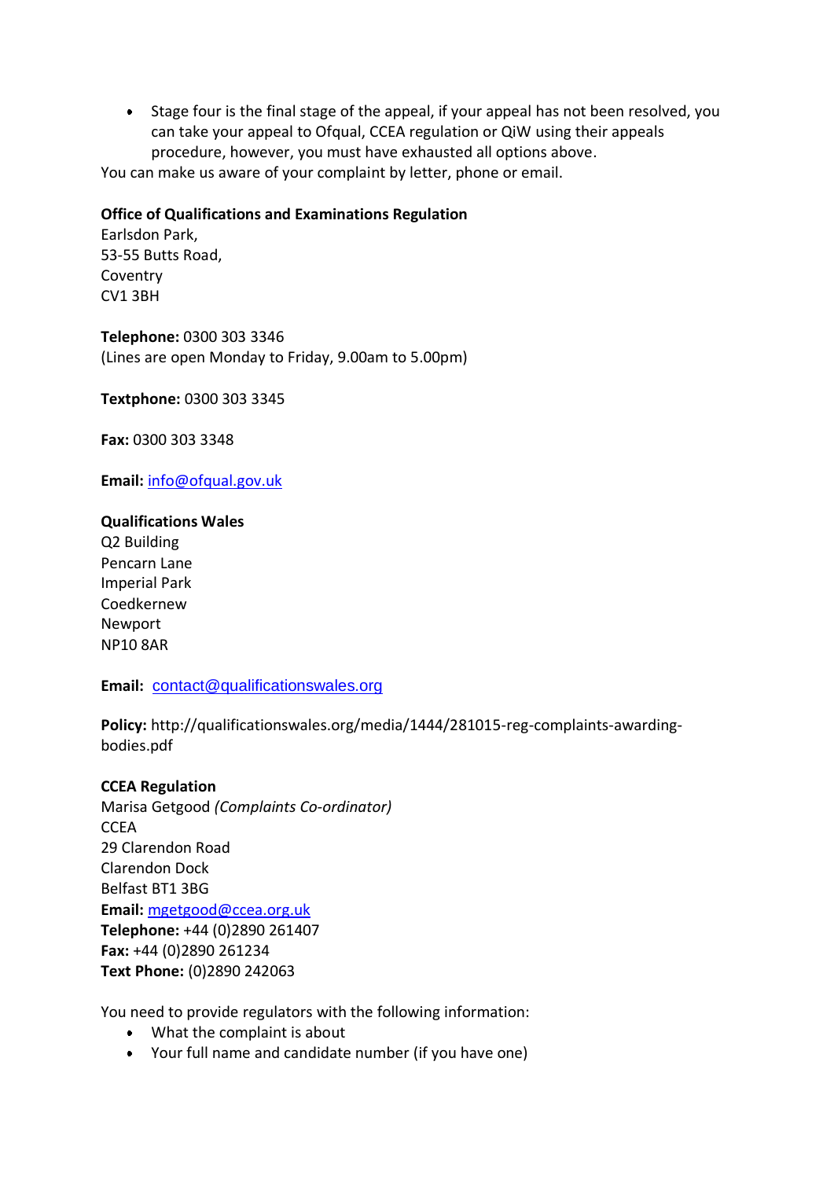- Stage four is the final stage of the appeal, if your appeal has not been resolved, you can take your appeal to Ofqual, CCEA regulation or QiW using their appeals procedure, however, you must have exhausted all options above.

You can make us aware of your complaint by letter, phone or email.

**Office of Qualifications and Examinations Regulation**
Earlsdon Park,
53-55 Butts Road,
Coventry
CV1 3BH

**Telephone:** 0300 303 3346
(Lines are open Monday to Friday, 9.00am to 5.00pm)

**Textphone:** 0300 303 3345

**Fax:** 0300 303 3348

**Email:** info@ofqual.gov.uk

**Qualifications Wales**
Q2 Building
Pencarn Lane
Imperial Park
Coedkernew
Newport
NP10 8AR

**Email:** contact@qualificationswales.org

**Policy:** http://qualificationswales.org/media/1444/281015-reg-complaints-awarding-bodies.pdf

**CCEA Regulation**
Marisa Getgood *(Complaints Co-ordinator)*
CCEA
29 Clarendon Road
Clarendon Dock
Belfast BT1 3BG
**Email:** mgetgood@ccea.org.uk
**Telephone:** +44 (0)2890 261407
**Fax:** +44 (0)2890 261234
**Text Phone:** (0)2890 242063

You need to provide regulators with the following information:

- What the complaint is about
- Your full name and candidate number (if you have one)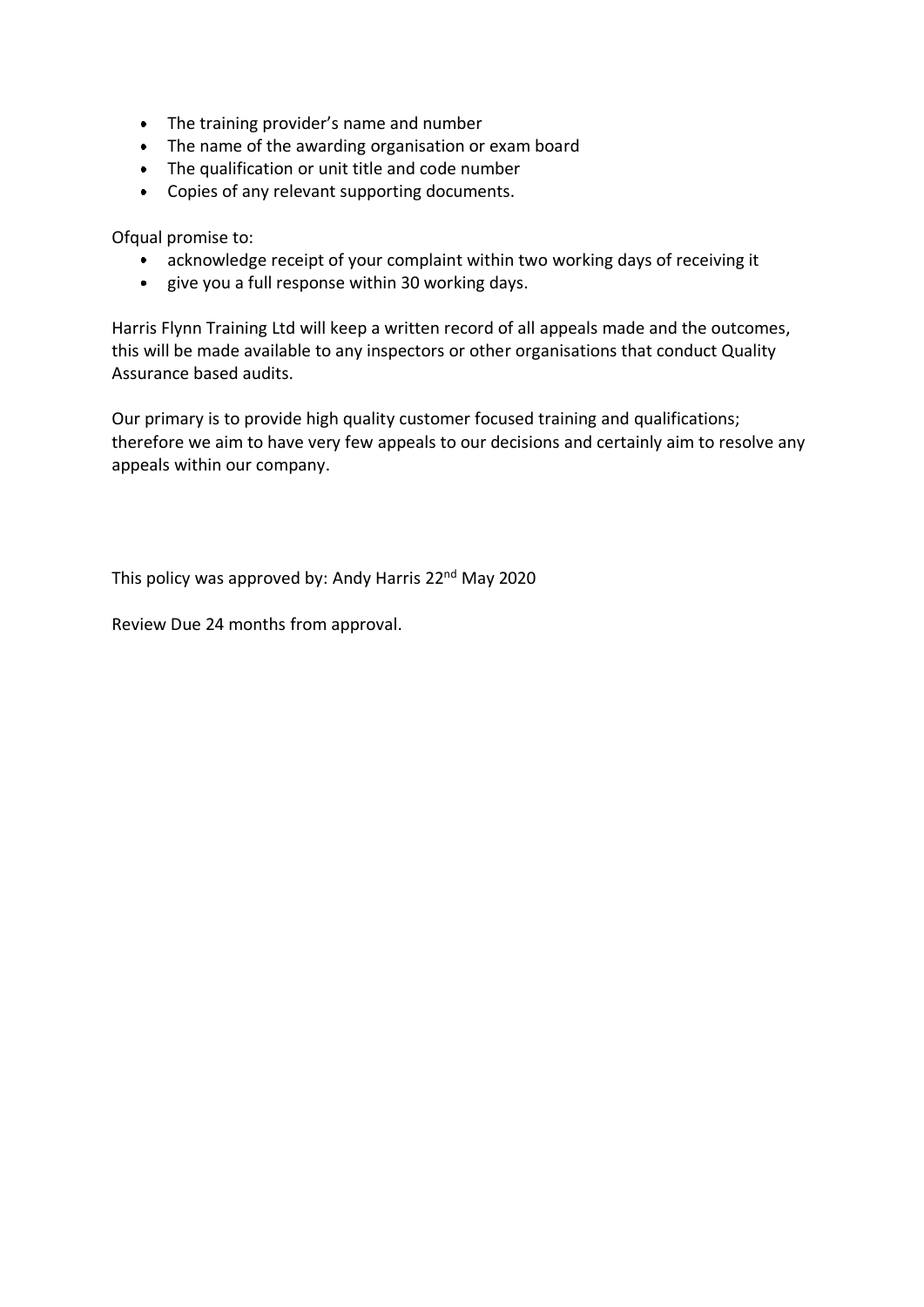- The training provider's name and number
- The name of the awarding organisation or exam board
- The qualification or unit title and code number
- Copies of any relevant supporting documents.

Ofqual promise to:

- acknowledge receipt of your complaint within two working days of receiving it
- give you a full response within 30 working days.

Harris Flynn Training Ltd will keep a written record of all appeals made and the outcomes, this will be made available to any inspectors or other organisations that conduct Quality Assurance based audits.

Our primary is to provide high quality customer focused training and qualifications; therefore we aim to have very few appeals to our decisions and certainly aim to resolve any appeals within our company.

This policy was approved by: Andy Harris 22nd May 2020

Review Due 24 months from approval.